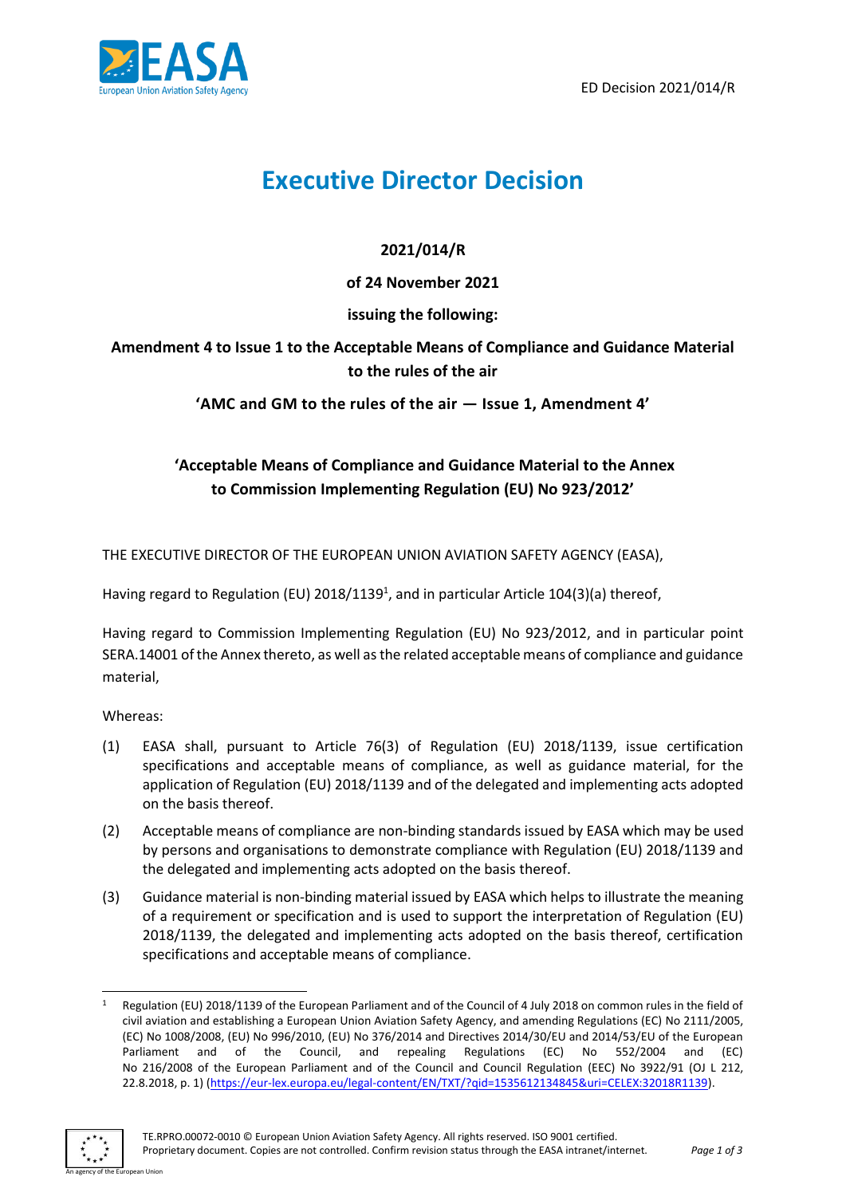# Executive Director Decision

**2021/014/R**

**of 24 November 2021**

**issuing the following:**

**Amendment 4 to Issue 1 to the Acceptable Means of Compliance and Guidance Material to the rules of the air**

**'AMC and GM to the rules of the air — Issue 1, Amendment 4'**

**'Acceptable Means of Compliance and Guidance Material to the Annex to Commission Implementing Regulation (EU) No 923/2012'**

THE EXECUTIVE DIRECTOR OF THE EUROPEAN UNION AVIATION SAFETY AGENCY (EASA),

Having regard to Regulation (EU) 2018/1139[1], and in particular Article 104(3)(a) thereof,

Having regard to Commission Implementing Regulation (EU) No 923/2012, and in particular point SERA.14001 of the Annex thereto, as well as the related acceptable means of compliance and guidance material,

Whereas:

(1) EASA shall, pursuant to Article 76(3) of Regulation (EU) 2018/1139, issue certification specifications and acceptable means of compliance, as well as guidance material, for the application of Regulation (EU) 2018/1139 and of the delegated and implementing acts adopted on the basis thereof.

(2) Acceptable means of compliance are non-binding standards issued by EASA which may be used by persons and organisations to demonstrate compliance with Regulation (EU) 2018/1139 and the delegated and implementing acts adopted on the basis thereof.

(3) Guidance material is non-binding material issued by EASA which helps to illustrate the meaning of a requirement or specification and is used to support the interpretation of Regulation (EU) 2018/1139, the delegated and implementing acts adopted on the basis thereof, certification specifications and acceptable means of compliance.

[1] Regulation (EU) 2018/1139 of the European Parliament and of the Council of 4 July 2018 on common rules in the field of civil aviation and establishing a European Union Aviation Safety Agency, and amending Regulations (EC) No 2111/2005, (EC) No 1008/2008, (EU) No 996/2010, (EU) No 376/2014 and Directives 2014/30/EU and 2014/53/EU of the European Parliament and of the Council, and repealing Regulations (EC) No 552/2004 and (EC) No 216/2008 of the European Parliament and of the Council and Council Regulation (EEC) No 3922/91 (OJ L 212, 22.8.2018, p. 1) (https://eur-lex.europa.eu/legal-content/EN/TXT/?qid=1535612134845&uri=CELEX:32018R1139).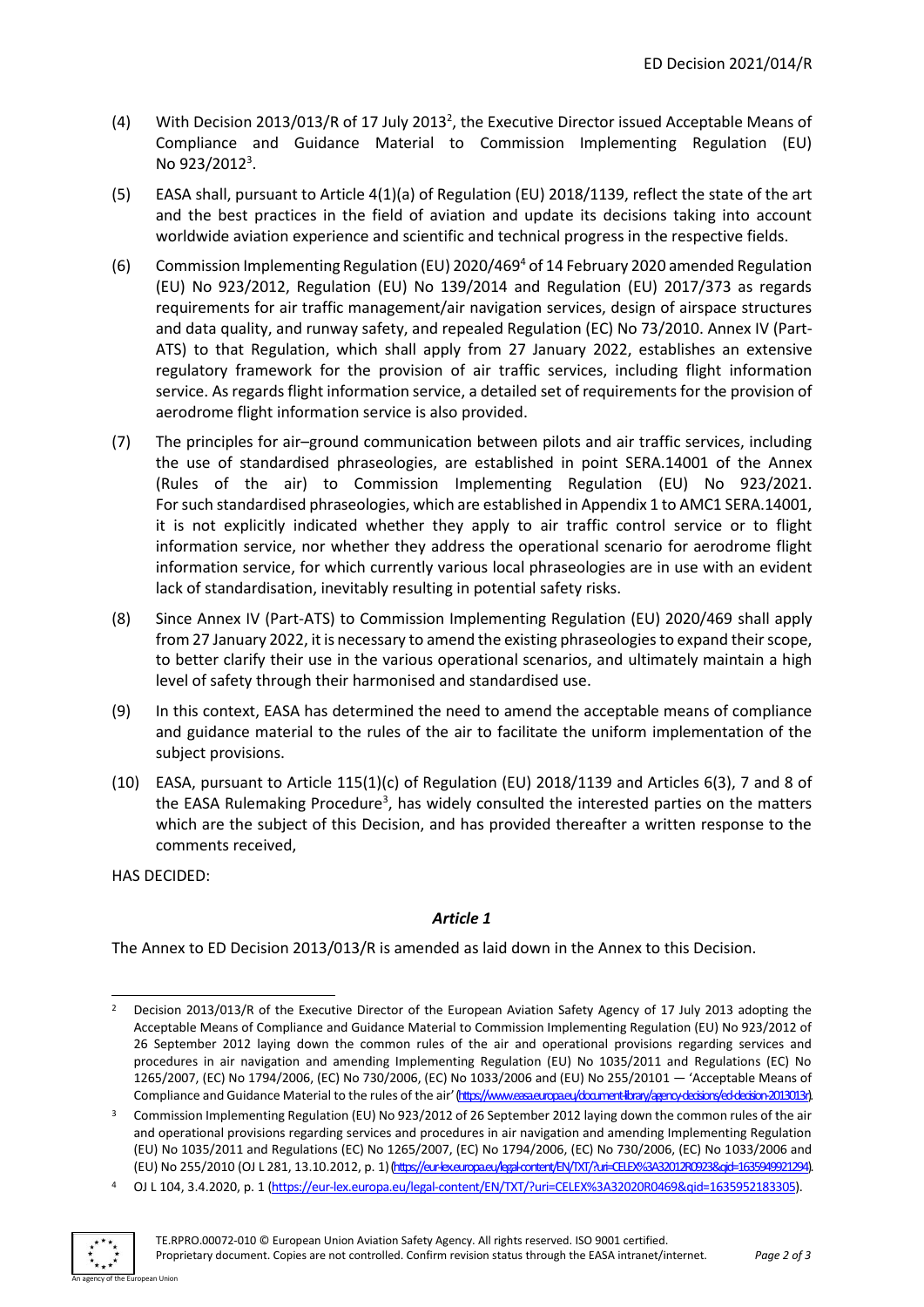(4) With Decision 2013/013/R of 17 July 2013[2], the Executive Director issued Acceptable Means of Compliance and Guidance Material to Commission Implementing Regulation (EU) No 923/2012[3].

(5) EASA shall, pursuant to Article 4(1)(a) of Regulation (EU) 2018/1139, reflect the state of the art and the best practices in the field of aviation and update its decisions taking into account worldwide aviation experience and scientific and technical progress in the respective fields.

(6) Commission Implementing Regulation (EU) 2020/469[4] of 14 February 2020 amended Regulation (EU) No 923/2012, Regulation (EU) No 139/2014 and Regulation (EU) 2017/373 as regards requirements for air traffic management/air navigation services, design of airspace structures and data quality, and runway safety, and repealed Regulation (EC) No 73/2010. Annex IV (Part-ATS) to that Regulation, which shall apply from 27 January 2022, establishes an extensive regulatory framework for the provision of air traffic services, including flight information service. As regards flight information service, a detailed set of requirements for the provision of aerodrome flight information service is also provided.

(7) The principles for air–ground communication between pilots and air traffic services, including the use of standardised phraseologies, are established in point SERA.14001 of the Annex (Rules of the air) to Commission Implementing Regulation (EU) No 923/2021. For such standardised phraseologies, which are established in Appendix 1 to AMC1 SERA.14001, it is not explicitly indicated whether they apply to air traffic control service or to flight information service, nor whether they address the operational scenario for aerodrome flight information service, for which currently various local phraseologies are in use with an evident lack of standardisation, inevitably resulting in potential safety risks.

(8) Since Annex IV (Part-ATS) to Commission Implementing Regulation (EU) 2020/469 shall apply from 27 January 2022, it is necessary to amend the existing phraseologies to expand their scope, to better clarify their use in the various operational scenarios, and ultimately maintain a high level of safety through their harmonised and standardised use.

(9) In this context, EASA has determined the need to amend the acceptable means of compliance and guidance material to the rules of the air to facilitate the uniform implementation of the subject provisions.

(10) EASA, pursuant to Article 115(1)(c) of Regulation (EU) 2018/1139 and Articles 6(3), 7 and 8 of the EASA Rulemaking Procedure[3], has widely consulted the interested parties on the matters which are the subject of this Decision, and has provided thereafter a written response to the comments received,

HAS DECIDED:

### *Article 1*

The Annex to ED Decision 2013/013/R is amended as laid down in the Annex to this Decision.

---

[2] Decision 2013/013/R of the Executive Director of the European Aviation Safety Agency of 17 July 2013 adopting the Acceptable Means of Compliance and Guidance Material to Commission Implementing Regulation (EU) No 923/2012 of 26 September 2012 laying down the common rules of the air and operational provisions regarding services and procedures in air navigation and amending Implementing Regulation (EU) No 1035/2011 and Regulations (EC) No 1265/2007, (EC) No 1794/2006, (EC) No 730/2006, (EC) No 1033/2006 and (EU) No 255/20101 — 'Acceptable Means of Compliance and Guidance Material to the rules of the air' (https://www.easa.europa.eu/document-library/agency-decisions/ed-decision-2013013r).

[3] Commission Implementing Regulation (EU) No 923/2012 of 26 September 2012 laying down the common rules of the air and operational provisions regarding services and procedures in air navigation and amending Implementing Regulation (EU) No 1035/2011 and Regulations (EC) No 1265/2007, (EC) No 1794/2006, (EC) No 730/2006, (EC) No 1033/2006 and (EU) No 255/2010 (OJ L 281, 13.10.2012, p. 1) (https://eur-lex.europa.eu/legal-content/EN/TXT/?uri=CELEX%3A32012R0923&qid=1635949921294).

[4] OJ L 104, 3.4.2020, p. 1 (https://eur-lex.europa.eu/legal-content/EN/TXT/?uri=CELEX%3A32020R0469&qid=1635952183305).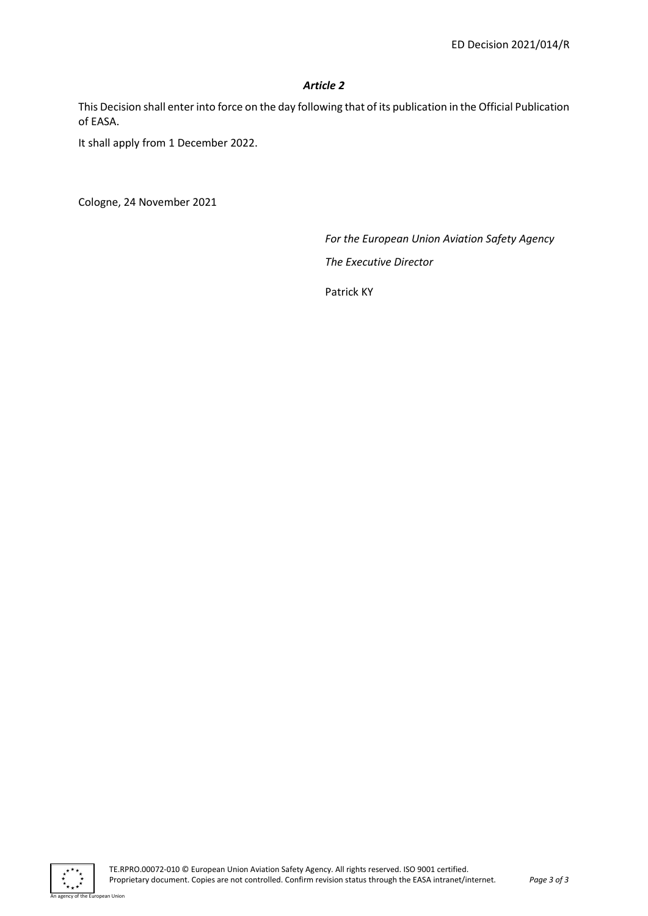### *Article 2*

This Decision shall enter into force on the day following that of its publication in the Official Publication of EASA.

It shall apply from 1 December 2022.

Cologne, 24 November 2021

*For the European Union Aviation Safety Agency*

*The Executive Director*

Patrick KY